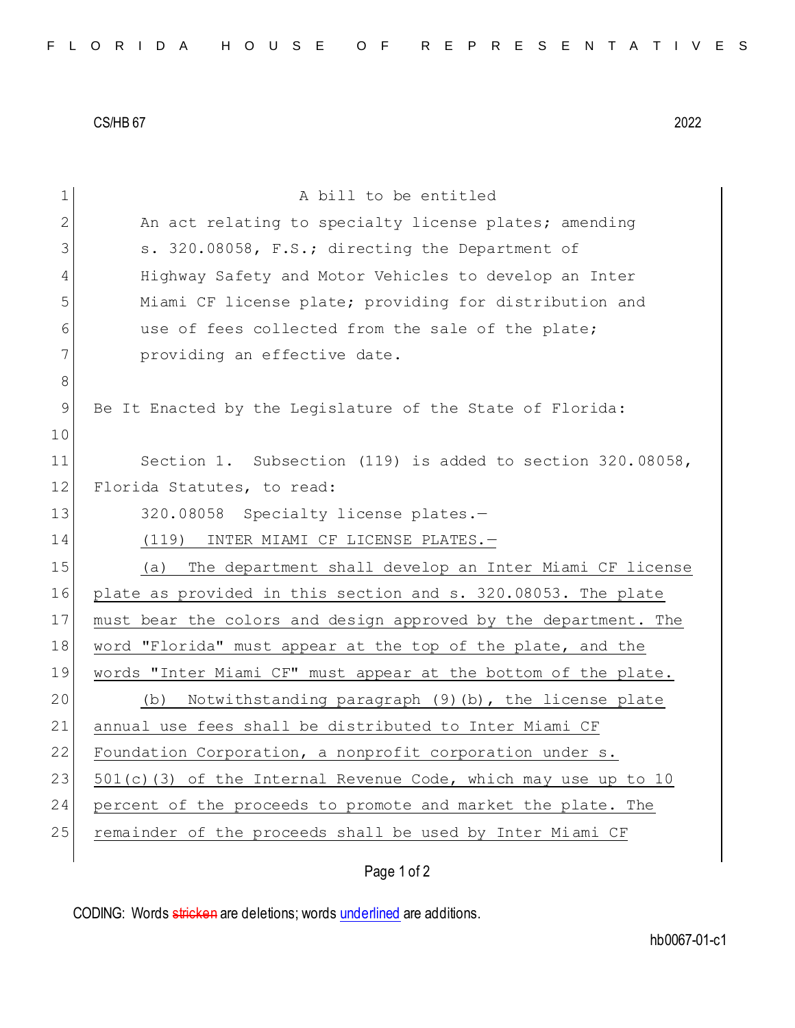CS/HB 67 2022

A bill to be entitled

An act relating to specialty license plates; amending s. 320.08058, F.S.; directing the Department of Highway Safety and Motor Vehicles to develop an Inter Miami CF license plate; providing for distribution and use of fees collected from the sale of the plate; providing an effective date.

Be It Enacted by the Legislature of the State of Florida:

Section 1. Subsection (119) is added to section 320.08058, Florida Statutes, to read:

320.08058 Specialty license plates.—

(119) INTER MIAMI CF LICENSE PLATES.—

(a) The department shall develop an Inter Miami CF license plate as provided in this section and s. 320.08053. The plate must bear the colors and design approved by the department. The word "Florida" must appear at the top of the plate, and the words "Inter Miami CF" must appear at the bottom of the plate.

(b) Notwithstanding paragraph (9)(b), the license plate annual use fees shall be distributed to Inter Miami CF Foundation Corporation, a nonprofit corporation under s. 501(c)(3) of the Internal Revenue Code, which may use up to 10 percent of the proceeds to promote and market the plate. The remainder of the proceeds shall be used by Inter Miami CF

CODING: Words stricken are deletions; words underlined are additions.

hb0067-01-c1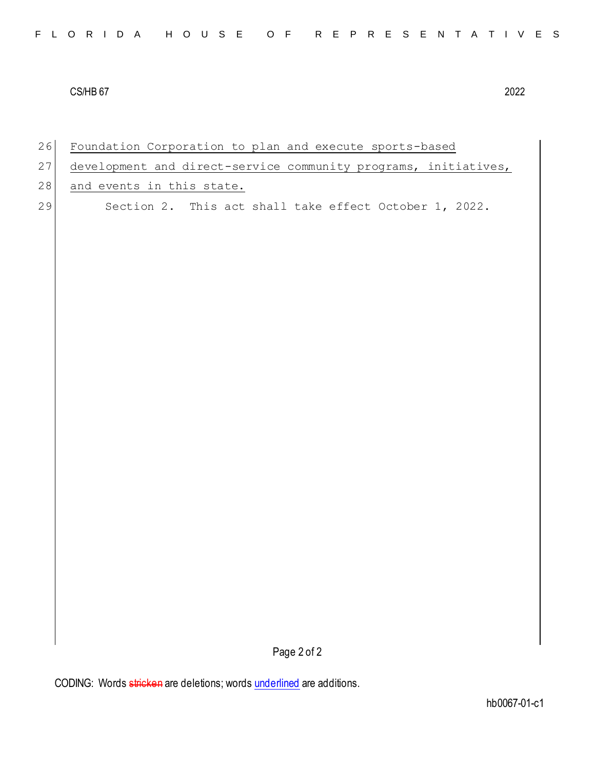26 Foundation Corporation to plan and execute sports-based
27 development and direct-service community programs, initiatives,
28 and events in this state.
29 Section 2. This act shall take effect October 1, 2022.

CODING: Words stricken are deletions; words underlined are additions.

hb0067-01-c1